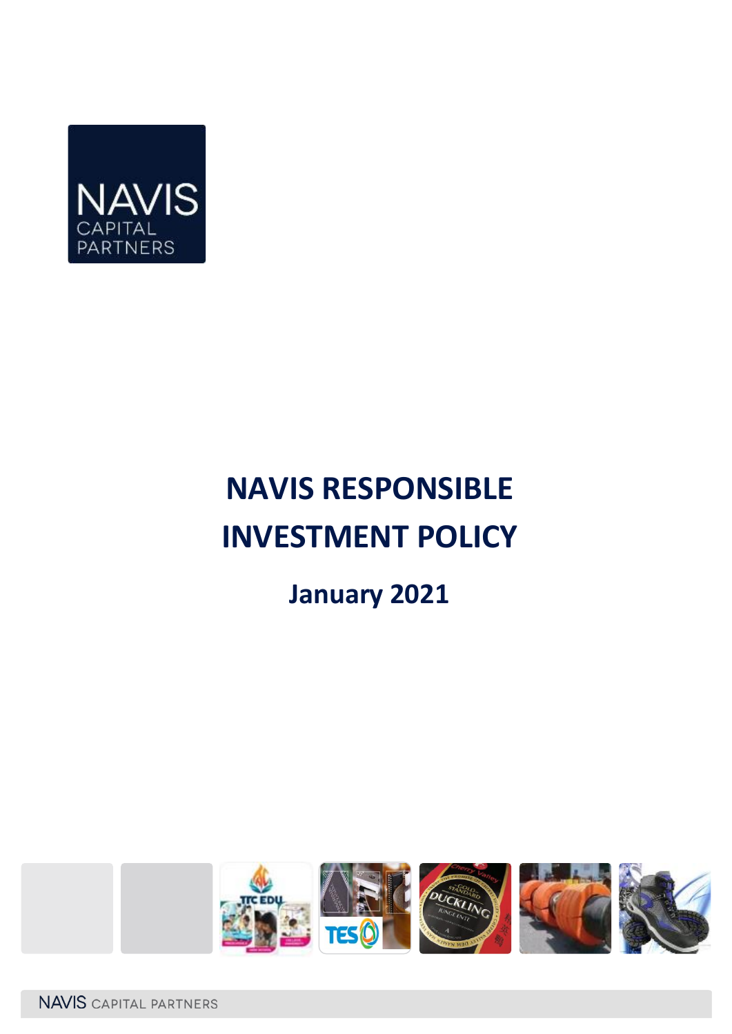NAVIS CAPITAL PARTNERS

# NAVIS RESPONSIBLE INVESTMENT POLICY

## January 2021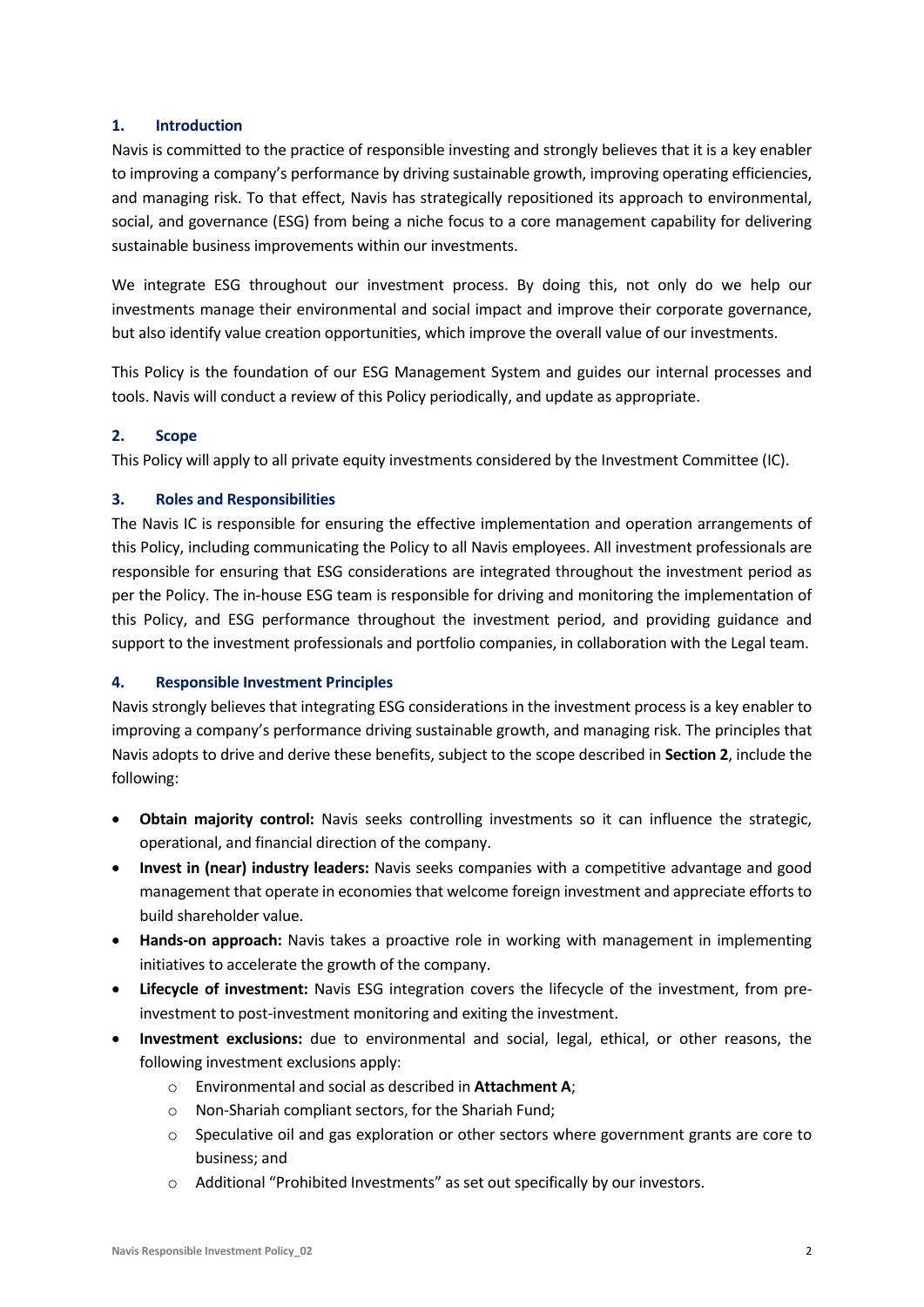## 1. Introduction

Navis is committed to the practice of responsible investing and strongly believes that it is a key enabler to improving a company's performance by driving sustainable growth, improving operating efficiencies, and managing risk. To that effect, Navis has strategically repositioned its approach to environmental, social, and governance (ESG) from being a niche focus to a core management capability for delivering sustainable business improvements within our investments.

We integrate ESG throughout our investment process. By doing this, not only do we help our investments manage their environmental and social impact and improve their corporate governance, but also identify value creation opportunities, which improve the overall value of our investments.

This Policy is the foundation of our ESG Management System and guides our internal processes and tools. Navis will conduct a review of this Policy periodically, and update as appropriate.

## 2. Scope

This Policy will apply to all private equity investments considered by the Investment Committee (IC).

## 3. Roles and Responsibilities

The Navis IC is responsible for ensuring the effective implementation and operation arrangements of this Policy, including communicating the Policy to all Navis employees. All investment professionals are responsible for ensuring that ESG considerations are integrated throughout the investment period as per the Policy. The in-house ESG team is responsible for driving and monitoring the implementation of this Policy, and ESG performance throughout the investment period, and providing guidance and support to the investment professionals and portfolio companies, in collaboration with the Legal team.

## 4. Responsible Investment Principles

Navis strongly believes that integrating ESG considerations in the investment process is a key enabler to improving a company's performance driving sustainable growth, and managing risk. The principles that Navis adopts to drive and derive these benefits, subject to the scope described in **Section 2**, include the following:

- **Obtain majority control:** Navis seeks controlling investments so it can influence the strategic, operational, and financial direction of the company.
- **Invest in (near) industry leaders:** Navis seeks companies with a competitive advantage and good management that operate in economies that welcome foreign investment and appreciate efforts to build shareholder value.
- **Hands-on approach:** Navis takes a proactive role in working with management in implementing initiatives to accelerate the growth of the company.
- **Lifecycle of investment:** Navis ESG integration covers the lifecycle of the investment, from pre-investment to post-investment monitoring and exiting the investment.
- **Investment exclusions:** due to environmental and social, legal, ethical, or other reasons, the following investment exclusions apply:
  - Environmental and social as described in **Attachment A**;
  - Non-Shariah compliant sectors, for the Shariah Fund;
  - Speculative oil and gas exploration or other sectors where government grants are core to business; and
  - Additional "Prohibited Investments" as set out specifically by our investors.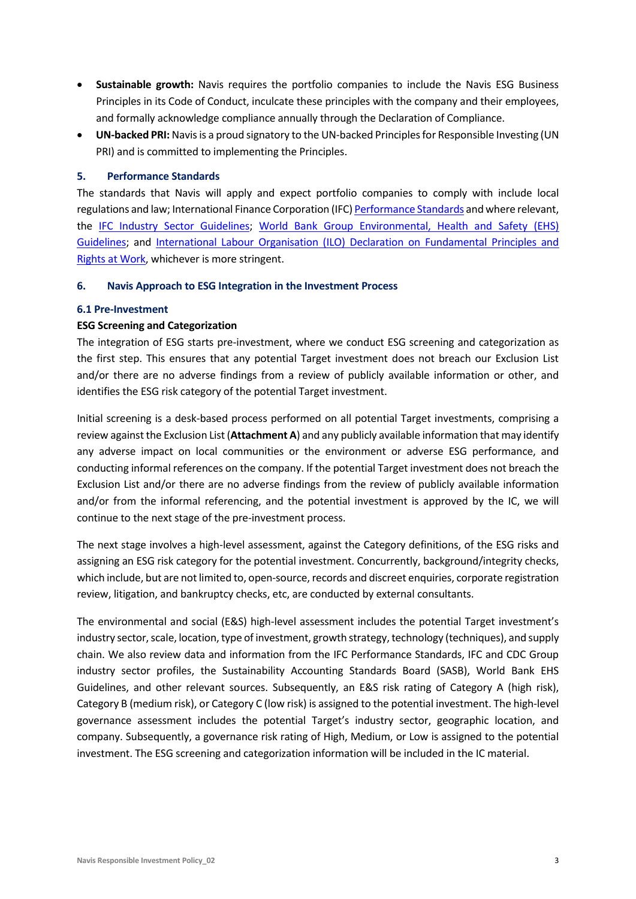- **Sustainable growth:** Navis requires the portfolio companies to include the Navis ESG Business Principles in its Code of Conduct, inculcate these principles with the company and their employees, and formally acknowledge compliance annually through the Declaration of Compliance.
- **UN-backed PRI:** Navis is a proud signatory to the UN-backed Principles for Responsible Investing (UN PRI) and is committed to implementing the Principles.

## 5. Performance Standards

The standards that Navis will apply and expect portfolio companies to comply with include local regulations and law; International Finance Corporation (IFC) Performance Standards and where relevant, the IFC Industry Sector Guidelines; World Bank Group Environmental, Health and Safety (EHS) Guidelines; and International Labour Organisation (ILO) Declaration on Fundamental Principles and Rights at Work, whichever is more stringent.

## 6. Navis Approach to ESG Integration in the Investment Process

### 6.1 Pre-Investment

**ESG Screening and Categorization**

The integration of ESG starts pre-investment, where we conduct ESG screening and categorization as the first step. This ensures that any potential Target investment does not breach our Exclusion List and/or there are no adverse findings from a review of publicly available information or other, and identifies the ESG risk category of the potential Target investment.

Initial screening is a desk-based process performed on all potential Target investments, comprising a review against the Exclusion List (**Attachment A**) and any publicly available information that may identify any adverse impact on local communities or the environment or adverse ESG performance, and conducting informal references on the company. If the potential Target investment does not breach the Exclusion List and/or there are no adverse findings from the review of publicly available information and/or from the informal referencing, and the potential investment is approved by the IC, we will continue to the next stage of the pre-investment process.

The next stage involves a high-level assessment, against the Category definitions, of the ESG risks and assigning an ESG risk category for the potential investment. Concurrently, background/integrity checks, which include, but are not limited to, open-source, records and discreet enquiries, corporate registration review, litigation, and bankruptcy checks, etc, are conducted by external consultants.

The environmental and social (E&S) high-level assessment includes the potential Target investment's industry sector, scale, location, type of investment, growth strategy, technology (techniques), and supply chain. We also review data and information from the IFC Performance Standards, IFC and CDC Group industry sector profiles, the Sustainability Accounting Standards Board (SASB), World Bank EHS Guidelines, and other relevant sources. Subsequently, an E&S risk rating of Category A (high risk), Category B (medium risk), or Category C (low risk) is assigned to the potential investment. The high-level governance assessment includes the potential Target's industry sector, geographic location, and company. Subsequently, a governance risk rating of High, Medium, or Low is assigned to the potential investment. The ESG screening and categorization information will be included in the IC material.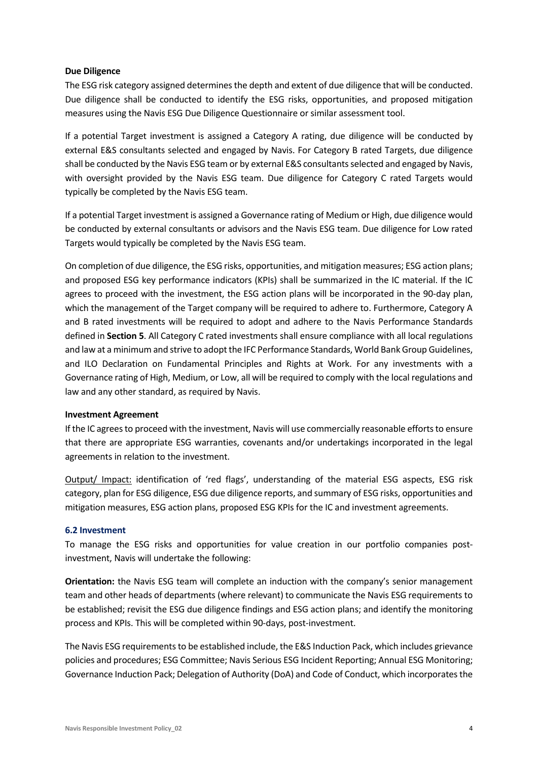**Due Diligence**

The ESG risk category assigned determines the depth and extent of due diligence that will be conducted. Due diligence shall be conducted to identify the ESG risks, opportunities, and proposed mitigation measures using the Navis ESG Due Diligence Questionnaire or similar assessment tool.

If a potential Target investment is assigned a Category A rating, due diligence will be conducted by external E&S consultants selected and engaged by Navis. For Category B rated Targets, due diligence shall be conducted by the Navis ESG team or by external E&S consultants selected and engaged by Navis, with oversight provided by the Navis ESG team. Due diligence for Category C rated Targets would typically be completed by the Navis ESG team.

If a potential Target investment is assigned a Governance rating of Medium or High, due diligence would be conducted by external consultants or advisors and the Navis ESG team. Due diligence for Low rated Targets would typically be completed by the Navis ESG team.

On completion of due diligence, the ESG risks, opportunities, and mitigation measures; ESG action plans; and proposed ESG key performance indicators (KPIs) shall be summarized in the IC material. If the IC agrees to proceed with the investment, the ESG action plans will be incorporated in the 90-day plan, which the management of the Target company will be required to adhere to. Furthermore, Category A and B rated investments will be required to adopt and adhere to the Navis Performance Standards defined in **Section 5**. All Category C rated investments shall ensure compliance with all local regulations and law at a minimum and strive to adopt the IFC Performance Standards, World Bank Group Guidelines, and ILO Declaration on Fundamental Principles and Rights at Work. For any investments with a Governance rating of High, Medium, or Low, all will be required to comply with the local regulations and law and any other standard, as required by Navis.

**Investment Agreement**

If the IC agrees to proceed with the investment, Navis will use commercially reasonable efforts to ensure that there are appropriate ESG warranties, covenants and/or undertakings incorporated in the legal agreements in relation to the investment.

Output/ Impact: identification of 'red flags', understanding of the material ESG aspects, ESG risk category, plan for ESG diligence, ESG due diligence reports, and summary of ESG risks, opportunities and mitigation measures, ESG action plans, proposed ESG KPIs for the IC and investment agreements.

### 6.2 Investment

To manage the ESG risks and opportunities for value creation in our portfolio companies post-investment, Navis will undertake the following:

**Orientation:** the Navis ESG team will complete an induction with the company's senior management team and other heads of departments (where relevant) to communicate the Navis ESG requirements to be established; revisit the ESG due diligence findings and ESG action plans; and identify the monitoring process and KPIs. This will be completed within 90-days, post-investment.

The Navis ESG requirements to be established include, the E&S Induction Pack, which includes grievance policies and procedures; ESG Committee; Navis Serious ESG Incident Reporting; Annual ESG Monitoring; Governance Induction Pack; Delegation of Authority (DoA) and Code of Conduct, which incorporates the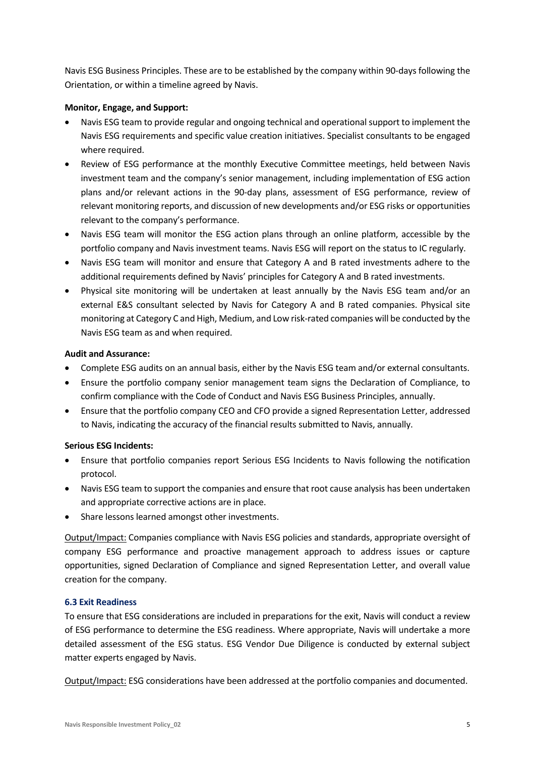Navis ESG Business Principles. These are to be established by the company within 90-days following the Orientation, or within a timeline agreed by Navis.

**Monitor, Engage, and Support:**

- Navis ESG team to provide regular and ongoing technical and operational support to implement the Navis ESG requirements and specific value creation initiatives. Specialist consultants to be engaged where required.
- Review of ESG performance at the monthly Executive Committee meetings, held between Navis investment team and the company's senior management, including implementation of ESG action plans and/or relevant actions in the 90-day plans, assessment of ESG performance, review of relevant monitoring reports, and discussion of new developments and/or ESG risks or opportunities relevant to the company's performance.
- Navis ESG team will monitor the ESG action plans through an online platform, accessible by the portfolio company and Navis investment teams. Navis ESG will report on the status to IC regularly.
- Navis ESG team will monitor and ensure that Category A and B rated investments adhere to the additional requirements defined by Navis' principles for Category A and B rated investments.
- Physical site monitoring will be undertaken at least annually by the Navis ESG team and/or an external E&S consultant selected by Navis for Category A and B rated companies. Physical site monitoring at Category C and High, Medium, and Low risk-rated companies will be conducted by the Navis ESG team as and when required.

**Audit and Assurance:**

- Complete ESG audits on an annual basis, either by the Navis ESG team and/or external consultants.
- Ensure the portfolio company senior management team signs the Declaration of Compliance, to confirm compliance with the Code of Conduct and Navis ESG Business Principles, annually.
- Ensure that the portfolio company CEO and CFO provide a signed Representation Letter, addressed to Navis, indicating the accuracy of the financial results submitted to Navis, annually.

**Serious ESG Incidents:**

- Ensure that portfolio companies report Serious ESG Incidents to Navis following the notification protocol.
- Navis ESG team to support the companies and ensure that root cause analysis has been undertaken and appropriate corrective actions are in place.
- Share lessons learned amongst other investments.

Output/Impact: Companies compliance with Navis ESG policies and standards, appropriate oversight of company ESG performance and proactive management approach to address issues or capture opportunities, signed Declaration of Compliance and signed Representation Letter, and overall value creation for the company.

### 6.3 Exit Readiness

To ensure that ESG considerations are included in preparations for the exit, Navis will conduct a review of ESG performance to determine the ESG readiness. Where appropriate, Navis will undertake a more detailed assessment of the ESG status. ESG Vendor Due Diligence is conducted by external subject matter experts engaged by Navis.

Output/Impact: ESG considerations have been addressed at the portfolio companies and documented.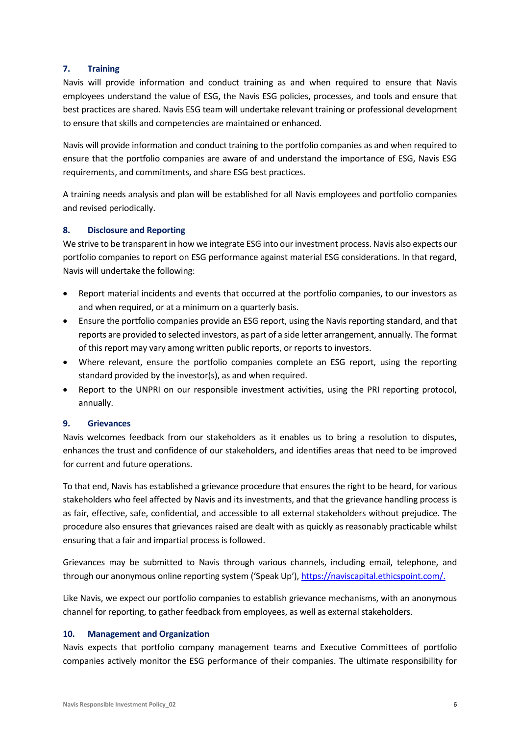## 7. Training

Navis will provide information and conduct training as and when required to ensure that Navis employees understand the value of ESG, the Navis ESG policies, processes, and tools and ensure that best practices are shared. Navis ESG team will undertake relevant training or professional development to ensure that skills and competencies are maintained or enhanced.

Navis will provide information and conduct training to the portfolio companies as and when required to ensure that the portfolio companies are aware of and understand the importance of ESG, Navis ESG requirements, and commitments, and share ESG best practices.

A training needs analysis and plan will be established for all Navis employees and portfolio companies and revised periodically.

## 8. Disclosure and Reporting

We strive to be transparent in how we integrate ESG into our investment process. Navis also expects our portfolio companies to report on ESG performance against material ESG considerations. In that regard, Navis will undertake the following:

- Report material incidents and events that occurred at the portfolio companies, to our investors as and when required, or at a minimum on a quarterly basis.
- Ensure the portfolio companies provide an ESG report, using the Navis reporting standard, and that reports are provided to selected investors, as part of a side letter arrangement, annually. The format of this report may vary among written public reports, or reports to investors.
- Where relevant, ensure the portfolio companies complete an ESG report, using the reporting standard provided by the investor(s), as and when required.
- Report to the UNPRI on our responsible investment activities, using the PRI reporting protocol, annually.

## 9. Grievances

Navis welcomes feedback from our stakeholders as it enables us to bring a resolution to disputes, enhances the trust and confidence of our stakeholders, and identifies areas that need to be improved for current and future operations.

To that end, Navis has established a grievance procedure that ensures the right to be heard, for various stakeholders who feel affected by Navis and its investments, and that the grievance handling process is as fair, effective, safe, confidential, and accessible to all external stakeholders without prejudice. The procedure also ensures that grievances raised are dealt with as quickly as reasonably practicable whilst ensuring that a fair and impartial process is followed.

Grievances may be submitted to Navis through various channels, including email, telephone, and through our anonymous online reporting system ('Speak Up'), https://naviscapital.ethicspoint.com/.

Like Navis, we expect our portfolio companies to establish grievance mechanisms, with an anonymous channel for reporting, to gather feedback from employees, as well as external stakeholders.

## 10. Management and Organization

Navis expects that portfolio company management teams and Executive Committees of portfolio companies actively monitor the ESG performance of their companies. The ultimate responsibility for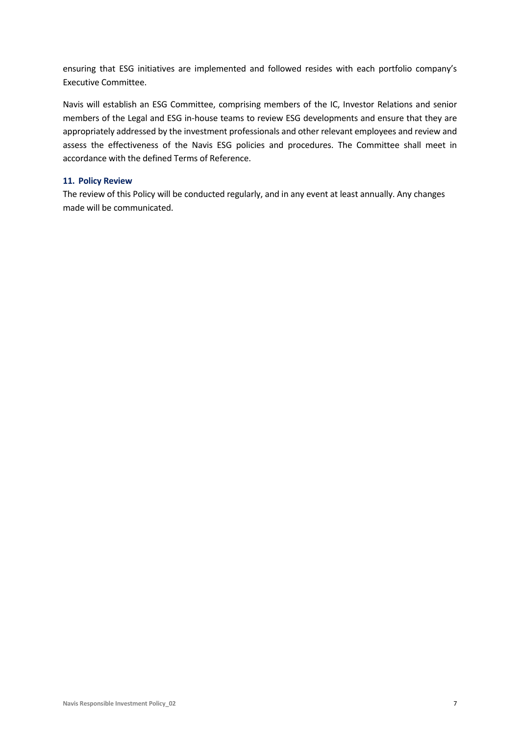ensuring that ESG initiatives are implemented and followed resides with each portfolio company's Executive Committee.

Navis will establish an ESG Committee, comprising members of the IC, Investor Relations and senior members of the Legal and ESG in-house teams to review ESG developments and ensure that they are appropriately addressed by the investment professionals and other relevant employees and review and assess the effectiveness of the Navis ESG policies and procedures. The Committee shall meet in accordance with the defined Terms of Reference.

### 11. Policy Review

The review of this Policy will be conducted regularly, and in any event at least annually. Any changes made will be communicated.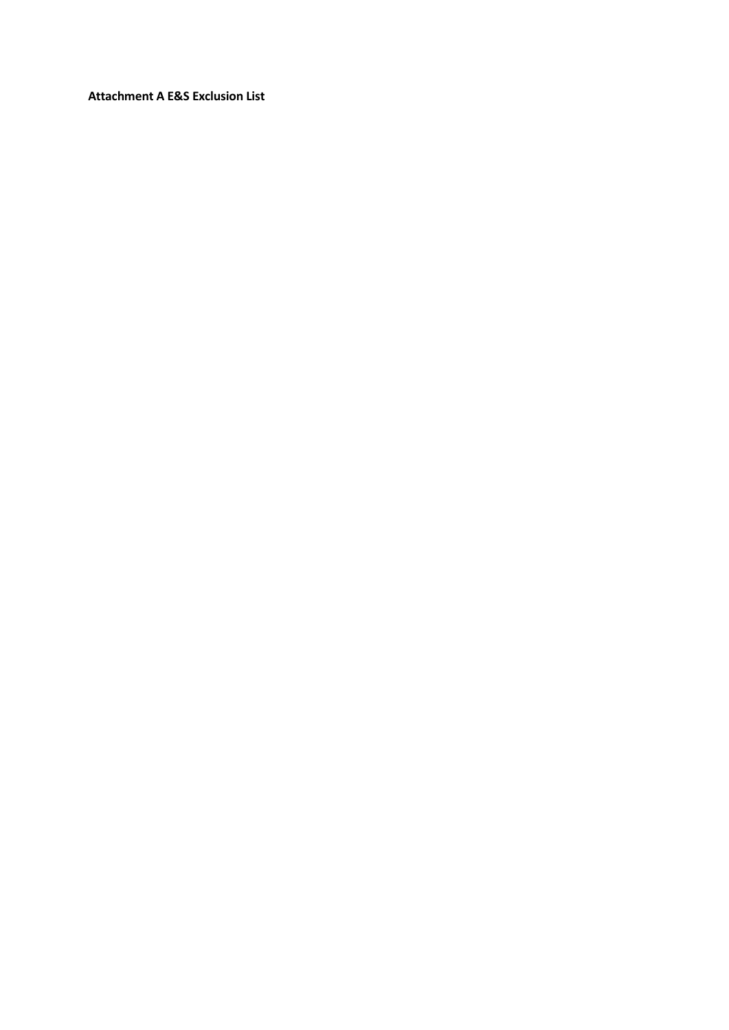**Attachment A E&S Exclusion List**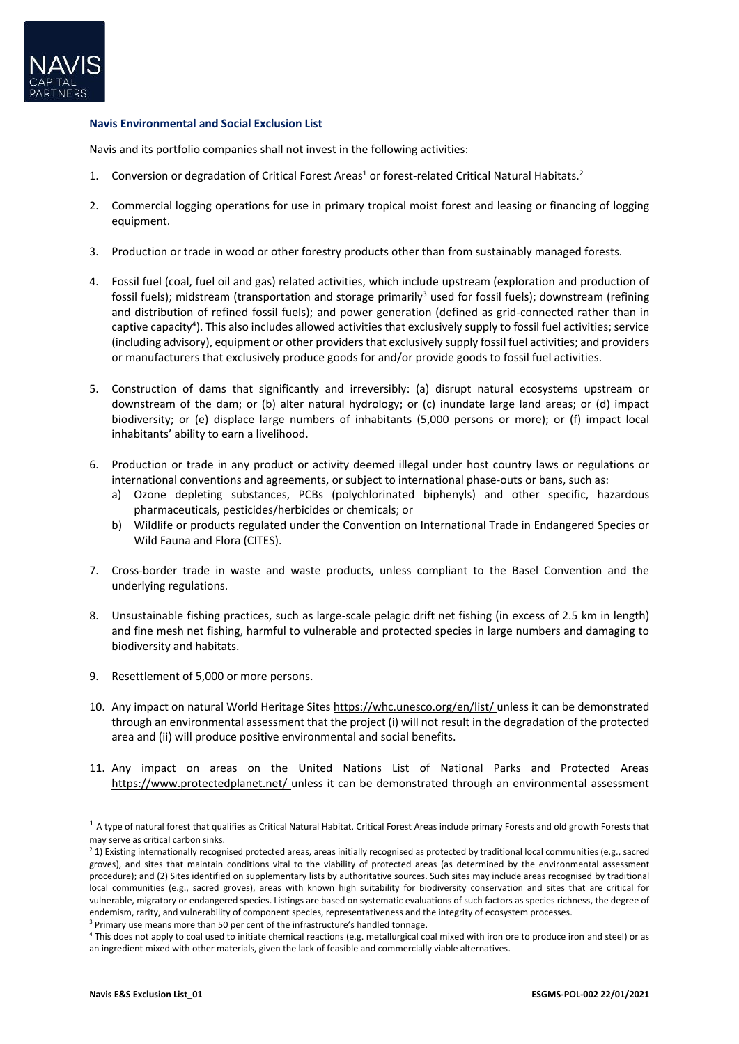**Navis Environmental and Social Exclusion List**

Navis and its portfolio companies shall not invest in the following activities:

1. Conversion or degradation of Critical Forest Areas[1] or forest-related Critical Natural Habitats.[2]

2. Commercial logging operations for use in primary tropical moist forest and leasing or financing of logging equipment.

3. Production or trade in wood or other forestry products other than from sustainably managed forests.

4. Fossil fuel (coal, fuel oil and gas) related activities, which include upstream (exploration and production of fossil fuels); midstream (transportation and storage primarily[3] used for fossil fuels); downstream (refining and distribution of refined fossil fuels); and power generation (defined as grid-connected rather than in captive capacity[4]). This also includes allowed activities that exclusively supply to fossil fuel activities; service (including advisory), equipment or other providers that exclusively supply fossil fuel activities; and providers or manufacturers that exclusively produce goods for and/or provide goods to fossil fuel activities.

5. Construction of dams that significantly and irreversibly: (a) disrupt natural ecosystems upstream or downstream of the dam; or (b) alter natural hydrology; or (c) inundate large land areas; or (d) impact biodiversity; or (e) displace large numbers of inhabitants (5,000 persons or more); or (f) impact local inhabitants' ability to earn a livelihood.

6. Production or trade in any product or activity deemed illegal under host country laws or regulations or international conventions and agreements, or subject to international phase-outs or bans, such as:
   a) Ozone depleting substances, PCBs (polychlorinated biphenyls) and other specific, hazardous pharmaceuticals, pesticides/herbicides or chemicals; or
   b) Wildlife or products regulated under the Convention on International Trade in Endangered Species or Wild Fauna and Flora (CITES).

7. Cross-border trade in waste and waste products, unless compliant to the Basel Convention and the underlying regulations.

8. Unsustainable fishing practices, such as large-scale pelagic drift net fishing (in excess of 2.5 km in length) and fine mesh net fishing, harmful to vulnerable and protected species in large numbers and damaging to biodiversity and habitats.

9. Resettlement of 5,000 or more persons.

10. Any impact on natural World Heritage Sites https://whc.unesco.org/en/list/ unless it can be demonstrated through an environmental assessment that the project (i) will not result in the degradation of the protected area and (ii) will produce positive environmental and social benefits.

11. Any impact on areas on the United Nations List of National Parks and Protected Areas https://www.protectedplanet.net/ unless it can be demonstrated through an environmental assessment

---

[1] A type of natural forest that qualifies as Critical Natural Habitat. Critical Forest Areas include primary Forests and old growth Forests that may serve as critical carbon sinks.

[2] 1) Existing internationally recognised protected areas, areas initially recognised as protected by traditional local communities (e.g., sacred groves), and sites that maintain conditions vital to the viability of protected areas (as determined by the environmental assessment procedure); and (2) Sites identified on supplementary lists by authoritative sources. Such sites may include areas recognised by traditional local communities (e.g., sacred groves), areas with known high suitability for biodiversity conservation and sites that are critical for vulnerable, migratory or endangered species. Listings are based on systematic evaluations of such factors as species richness, the degree of endemism, rarity, and vulnerability of component species, representativeness and the integrity of ecosystem processes.

[3] Primary use means more than 50 per cent of the infrastructure's handled tonnage.

[4] This does not apply to coal used to initiate chemical reactions (e.g. metallurgical coal mixed with iron ore to produce iron and steel) or as an ingredient mixed with other materials, given the lack of feasible and commercially viable alternatives.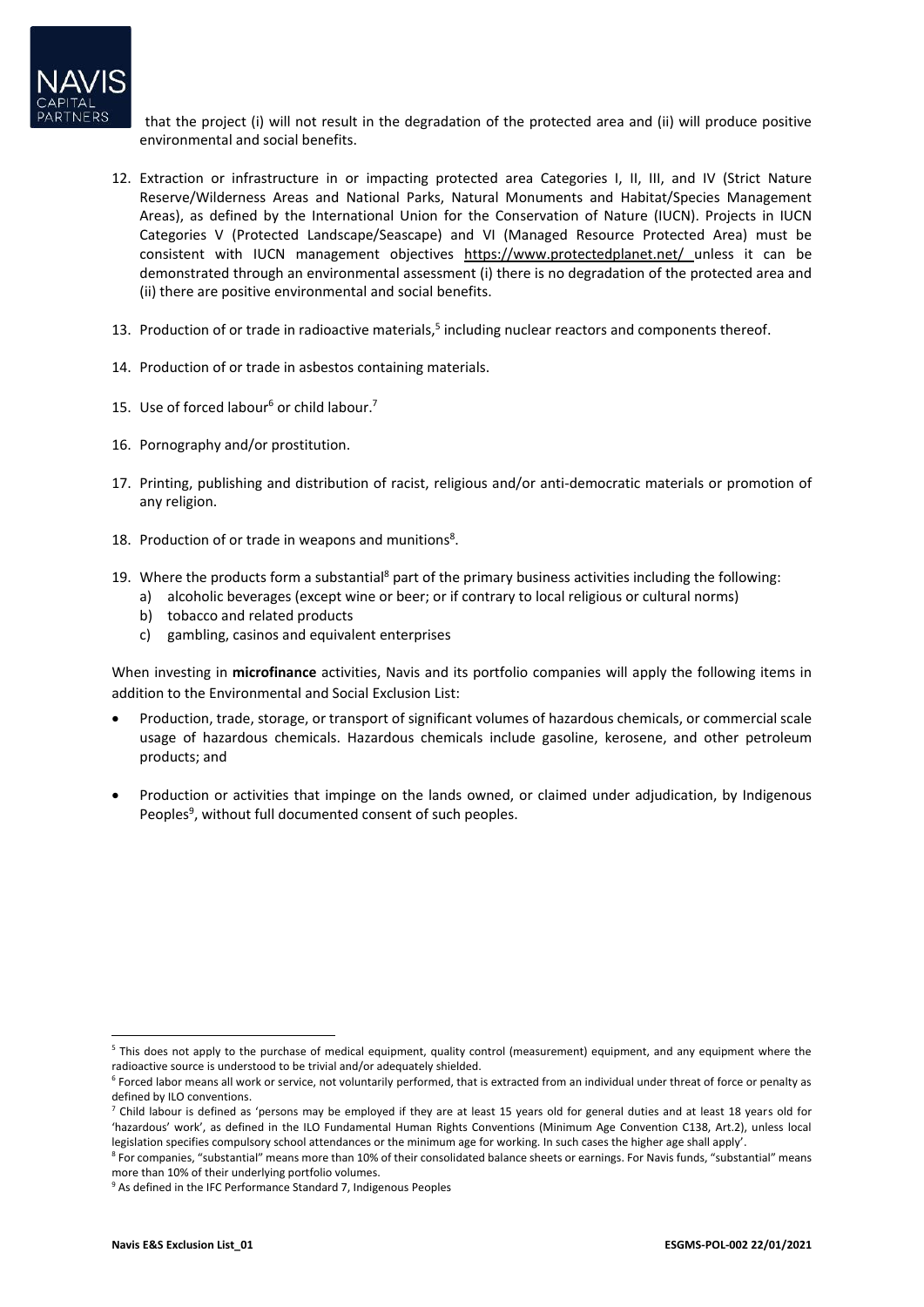that the project (i) will not result in the degradation of the protected area and (ii) will produce positive environmental and social benefits.

12. Extraction or infrastructure in or impacting protected area Categories I, II, III, and IV (Strict Nature Reserve/Wilderness Areas and National Parks, Natural Monuments and Habitat/Species Management Areas), as defined by the International Union for the Conservation of Nature (IUCN). Projects in IUCN Categories V (Protected Landscape/Seascape) and VI (Managed Resource Protected Area) must be consistent with IUCN management objectives https://www.protectedplanet.net/ unless it can be demonstrated through an environmental assessment (i) there is no degradation of the protected area and (ii) there are positive environmental and social benefits.

13. Production of or trade in radioactive materials,[5] including nuclear reactors and components thereof.

14. Production of or trade in asbestos containing materials.

15. Use of forced labour[6] or child labour.[7]

16. Pornography and/or prostitution.

17. Printing, publishing and distribution of racist, religious and/or anti-democratic materials or promotion of any religion.

18. Production of or trade in weapons and munitions[8].

19. Where the products form a substantial[8] part of the primary business activities including the following:
    a) alcoholic beverages (except wine or beer; or if contrary to local religious or cultural norms)
    b) tobacco and related products
    c) gambling, casinos and equivalent enterprises

When investing in **microfinance** activities, Navis and its portfolio companies will apply the following items in addition to the Environmental and Social Exclusion List:

- Production, trade, storage, or transport of significant volumes of hazardous chemicals, or commercial scale usage of hazardous chemicals. Hazardous chemicals include gasoline, kerosene, and other petroleum products; and

- Production or activities that impinge on the lands owned, or claimed under adjudication, by Indigenous Peoples[9], without full documented consent of such peoples.

---

[5] This does not apply to the purchase of medical equipment, quality control (measurement) equipment, and any equipment where the radioactive source is understood to be trivial and/or adequately shielded.

[6] Forced labor means all work or service, not voluntarily performed, that is extracted from an individual under threat of force or penalty as defined by ILO conventions.

[7] Child labour is defined as 'persons may be employed if they are at least 15 years old for general duties and at least 18 years old for 'hazardous' work', as defined in the ILO Fundamental Human Rights Conventions (Minimum Age Convention C138, Art.2), unless local legislation specifies compulsory school attendances or the minimum age for working. In such cases the higher age shall apply'.

[8] For companies, "substantial" means more than 10% of their consolidated balance sheets or earnings. For Navis funds, "substantial" means more than 10% of their underlying portfolio volumes.

[9] As defined in the IFC Performance Standard 7, Indigenous Peoples